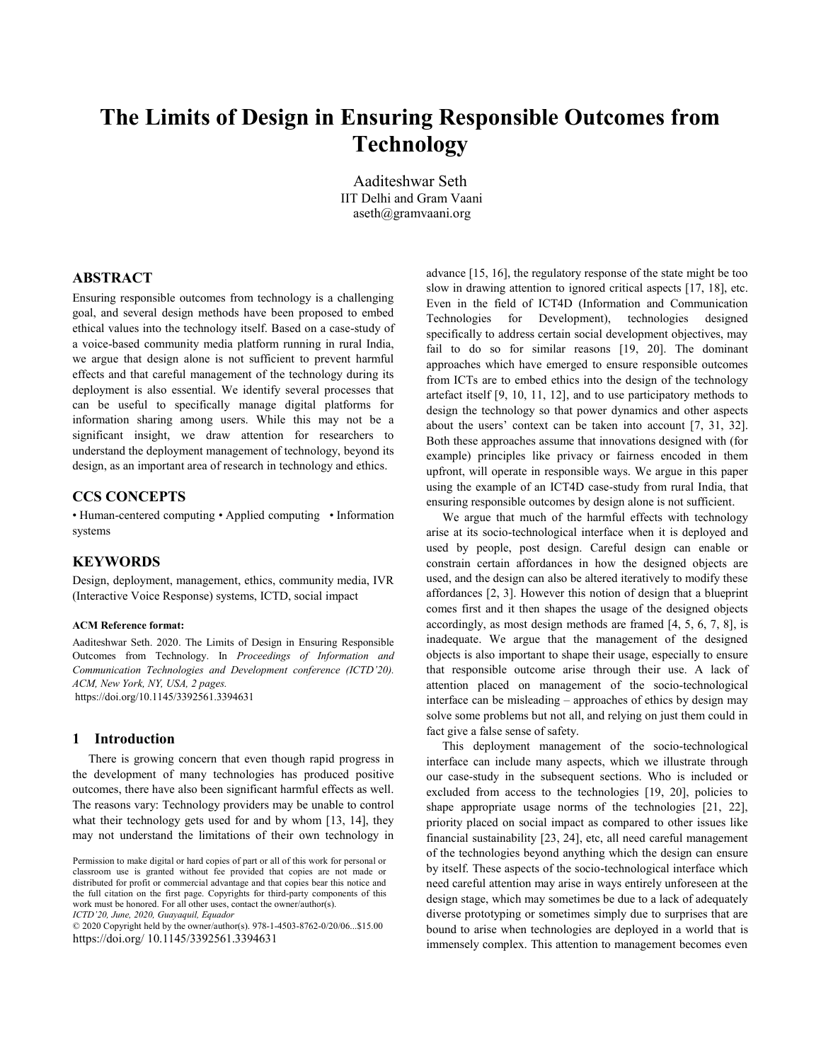# The Limits of Design in Ensuring Responsible Outcomes from Technology

Aaditeshwar Seth
IIT Delhi and Gram Vaani
aseth@gramvaani.org

## ABSTRACT

Ensuring responsible outcomes from technology is a challenging goal, and several design methods have been proposed to embed ethical values into the technology itself. Based on a case-study of a voice-based community media platform running in rural India, we argue that design alone is not sufficient to prevent harmful effects and that careful management of the technology during its deployment is also essential. We identify several processes that can be useful to specifically manage digital platforms for information sharing among users. While this may not be a significant insight, we draw attention for researchers to understand the deployment management of technology, beyond its design, as an important area of research in technology and ethics.

## CCS CONCEPTS

• Human-centered computing • Applied computing • Information systems

## KEYWORDS

Design, deployment, management, ethics, community media, IVR (Interactive Voice Response) systems, ICTD, social impact

#### ACM Reference format:

Aaditeshwar Seth. 2020. The Limits of Design in Ensuring Responsible Outcomes from Technology. In *Proceedings of Information and Communication Technologies and Development conference (ICTD'20). ACM, New York, NY, USA, 2 pages.*
https://doi.org/10.1145/3392561.3394631

Permission to make digital or hard copies of part or all of this work for personal or classroom use is granted without fee provided that copies are not made or distributed for profit or commercial advantage and that copies bear this notice and the full citation on the first page. Copyrights for third-party components of this work must be honored. For all other uses, contact the owner/author(s).
*ICTD'20, June, 2020, Guayaquil, Equador*
© 2020 Copyright held by the owner/author(s). 978-1-4503-8762-0/20/06...$15.00
https://doi.org/ 10.1145/3392561.3394631

## 1 Introduction

There is growing concern that even though rapid progress in the development of many technologies has produced positive outcomes, there have also been significant harmful effects as well. The reasons vary: Technology providers may be unable to control what their technology gets used for and by whom [13, 14], they may not understand the limitations of their own technology in advance [15, 16], the regulatory response of the state might be too slow in drawing attention to ignored critical aspects [17, 18], etc. Even in the field of ICT4D (Information and Communication Technologies for Development), technologies designed specifically to address certain social development objectives, may fail to do so for similar reasons [19, 20]. The dominant approaches which have emerged to ensure responsible outcomes from ICTs are to embed ethics into the design of the technology artefact itself [9, 10, 11, 12], and to use participatory methods to design the technology so that power dynamics and other aspects about the users' context can be taken into account [7, 31, 32]. Both these approaches assume that innovations designed with (for example) principles like privacy or fairness encoded in them upfront, will operate in responsible ways. We argue in this paper using the example of an ICT4D case-study from rural India, that ensuring responsible outcomes by design alone is not sufficient.

We argue that much of the harmful effects with technology arise at its socio-technological interface when it is deployed and used by people, post design. Careful design can enable or constrain certain affordances in how the designed objects are used, and the design can also be altered iteratively to modify these affordances [2, 3]. However this notion of design that a blueprint comes first and it then shapes the usage of the designed objects accordingly, as most design methods are framed [4, 5, 6, 7, 8], is inadequate. We argue that the management of the designed objects is also important to shape their usage, especially to ensure that responsible outcome arise through their use. A lack of attention placed on management of the socio-technological interface can be misleading – approaches of ethics by design may solve some problems but not all, and relying on just them could in fact give a false sense of safety.

This deployment management of the socio-technological interface can include many aspects, which we illustrate through our case-study in the subsequent sections. Who is included or excluded from access to the technologies [19, 20], policies to shape appropriate usage norms of the technologies [21, 22], priority placed on social impact as compared to other issues like financial sustainability [23, 24], etc, all need careful management of the technologies beyond anything which the design can ensure by itself. These aspects of the socio-technological interface which need careful attention may arise in ways entirely unforeseen at the design stage, which may sometimes be due to a lack of adequately diverse prototyping or sometimes simply due to surprises that are bound to arise when technologies are deployed in a world that is immensely complex. This attention to management becomes even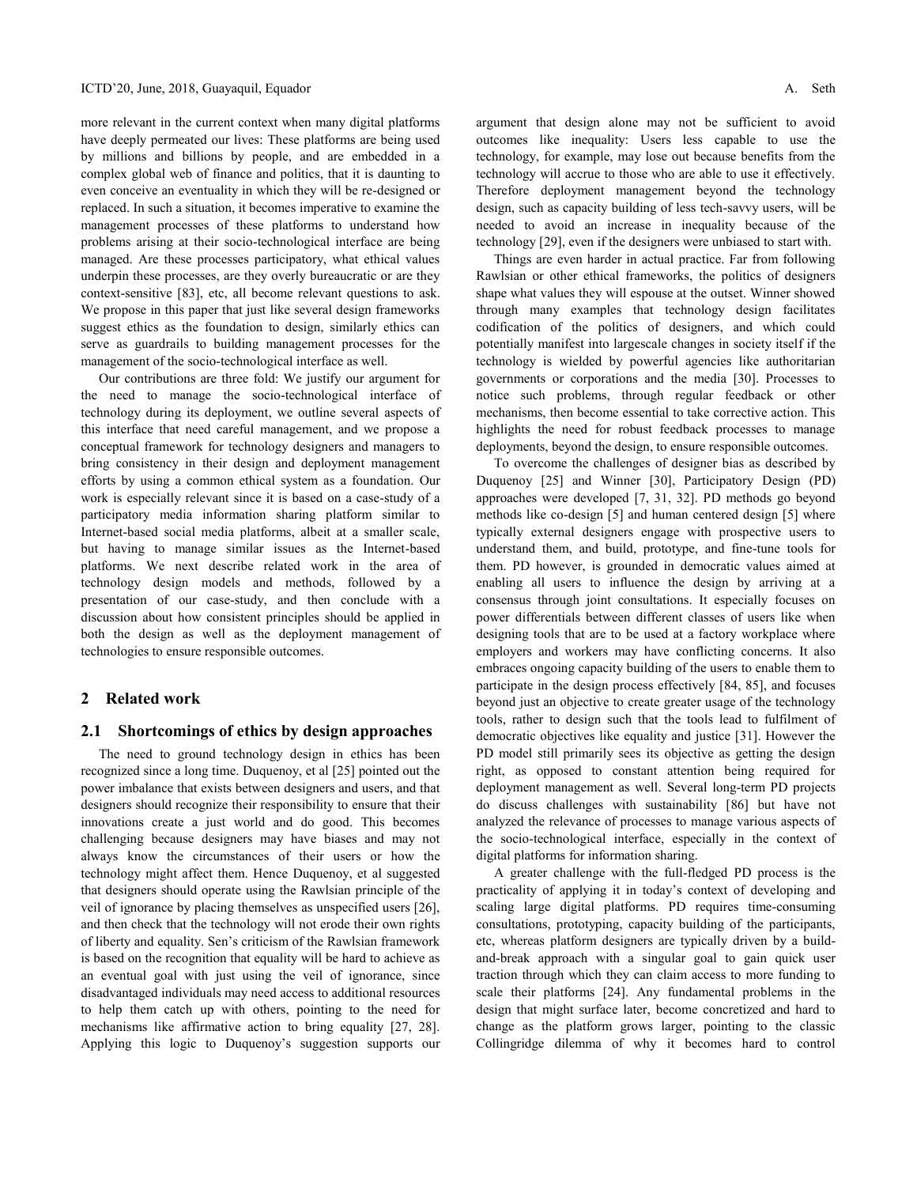more relevant in the current context when many digital platforms have deeply permeated our lives: These platforms are being used by millions and billions by people, and are embedded in a complex global web of finance and politics, that it is daunting to even conceive an eventuality in which they will be re-designed or replaced. In such a situation, it becomes imperative to examine the management processes of these platforms to understand how problems arising at their socio-technological interface are being managed. Are these processes participatory, what ethical values underpin these processes, are they overly bureaucratic or are they context-sensitive [83], etc, all become relevant questions to ask. We propose in this paper that just like several design frameworks suggest ethics as the foundation to design, similarly ethics can serve as guardrails to building management processes for the management of the socio-technological interface as well.

Our contributions are three fold: We justify our argument for the need to manage the socio-technological interface of technology during its deployment, we outline several aspects of this interface that need careful management, and we propose a conceptual framework for technology designers and managers to bring consistency in their design and deployment management efforts by using a common ethical system as a foundation. Our work is especially relevant since it is based on a case-study of a participatory media information sharing platform similar to Internet-based social media platforms, albeit at a smaller scale, but having to manage similar issues as the Internet-based platforms. We next describe related work in the area of technology design models and methods, followed by a presentation of our case-study, and then conclude with a discussion about how consistent principles should be applied in both the design as well as the deployment management of technologies to ensure responsible outcomes.

## 2 Related work

### 2.1 Shortcomings of ethics by design approaches

The need to ground technology design in ethics has been recognized since a long time. Duquenoy, et al [25] pointed out the power imbalance that exists between designers and users, and that designers should recognize their responsibility to ensure that their innovations create a just world and do good. This becomes challenging because designers may have biases and may not always know the circumstances of their users or how the technology might affect them. Hence Duquenoy, et al suggested that designers should operate using the Rawlsian principle of the veil of ignorance by placing themselves as unspecified users [26], and then check that the technology will not erode their own rights of liberty and equality. Sen's criticism of the Rawlsian framework is based on the recognition that equality will be hard to achieve as an eventual goal with just using the veil of ignorance, since disadvantaged individuals may need access to additional resources to help them catch up with others, pointing to the need for mechanisms like affirmative action to bring equality [27, 28]. Applying this logic to Duquenoy's suggestion supports our argument that design alone may not be sufficient to avoid outcomes like inequality: Users less capable to use the technology, for example, may lose out because benefits from the technology will accrue to those who are able to use it effectively. Therefore deployment management beyond the technology design, such as capacity building of less tech-savvy users, will be needed to avoid an increase in inequality because of the technology [29], even if the designers were unbiased to start with.

Things are even harder in actual practice. Far from following Rawlsian or other ethical frameworks, the politics of designers shape what values they will espouse at the outset. Winner showed through many examples that technology design facilitates codification of the politics of designers, and which could potentially manifest into largescale changes in society itself if the technology is wielded by powerful agencies like authoritarian governments or corporations and the media [30]. Processes to notice such problems, through regular feedback or other mechanisms, then become essential to take corrective action. This highlights the need for robust feedback processes to manage deployments, beyond the design, to ensure responsible outcomes.

To overcome the challenges of designer bias as described by Duquenoy [25] and Winner [30], Participatory Design (PD) approaches were developed [7, 31, 32]. PD methods go beyond methods like co-design [5] and human centered design [5] where typically external designers engage with prospective users to understand them, and build, prototype, and fine-tune tools for them. PD however, is grounded in democratic values aimed at enabling all users to influence the design by arriving at a consensus through joint consultations. It especially focuses on power differentials between different classes of users like when designing tools that are to be used at a factory workplace where employers and workers may have conflicting concerns. It also embraces ongoing capacity building of the users to enable them to participate in the design process effectively [84, 85], and focuses beyond just an objective to create greater usage of the technology tools, rather to design such that the tools lead to fulfilment of democratic objectives like equality and justice [31]. However the PD model still primarily sees its objective as getting the design right, as opposed to constant attention being required for deployment management as well. Several long-term PD projects do discuss challenges with sustainability [86] but have not analyzed the relevance of processes to manage various aspects of the socio-technological interface, especially in the context of digital platforms for information sharing.

A greater challenge with the full-fledged PD process is the practicality of applying it in today's context of developing and scaling large digital platforms. PD requires time-consuming consultations, prototyping, capacity building of the participants, etc, whereas platform designers are typically driven by a build-and-break approach with a singular goal to gain quick user traction through which they can claim access to more funding to scale their platforms [24]. Any fundamental problems in the design that might surface later, become concretized and hard to change as the platform grows larger, pointing to the classic Collingridge dilemma of why it becomes hard to control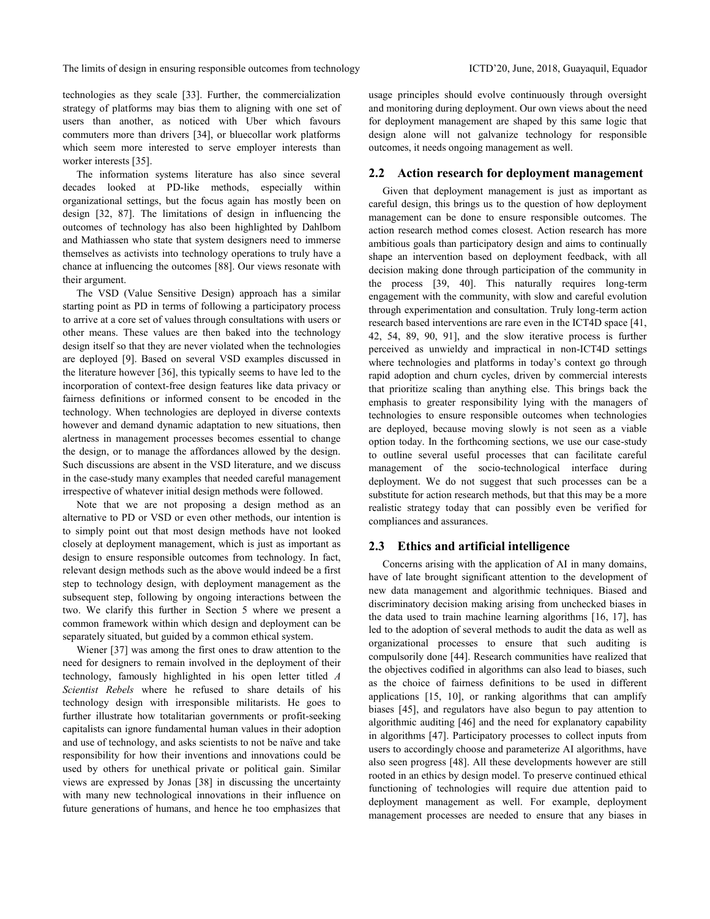technologies as they scale [33]. Further, the commercialization strategy of platforms may bias them to aligning with one set of users than another, as noticed with Uber which favours commuters more than drivers [34], or bluecollar work platforms which seem more interested to serve employer interests than worker interests [35].

The information systems literature has also since several decades looked at PD-like methods, especially within organizational settings, but the focus again has mostly been on design [32, 87]. The limitations of design in influencing the outcomes of technology has also been highlighted by Dahlbom and Mathiassen who state that system designers need to immerse themselves as activists into technology operations to truly have a chance at influencing the outcomes [88]. Our views resonate with their argument.

The VSD (Value Sensitive Design) approach has a similar starting point as PD in terms of following a participatory process to arrive at a core set of values through consultations with users or other means. These values are then baked into the technology design itself so that they are never violated when the technologies are deployed [9]. Based on several VSD examples discussed in the literature however [36], this typically seems to have led to the incorporation of context-free design features like data privacy or fairness definitions or informed consent to be encoded in the technology. When technologies are deployed in diverse contexts however and demand dynamic adaptation to new situations, then alertness in management processes becomes essential to change the design, or to manage the affordances allowed by the design. Such discussions are absent in the VSD literature, and we discuss in the case-study many examples that needed careful management irrespective of whatever initial design methods were followed.

Note that we are not proposing a design method as an alternative to PD or VSD or even other methods, our intention is to simply point out that most design methods have not looked closely at deployment management, which is just as important as design to ensure responsible outcomes from technology. In fact, relevant design methods such as the above would indeed be a first step to technology design, with deployment management as the subsequent step, following by ongoing interactions between the two. We clarify this further in Section 5 where we present a common framework within which design and deployment can be separately situated, but guided by a common ethical system.

Wiener [37] was among the first ones to draw attention to the need for designers to remain involved in the deployment of their technology, famously highlighted in his open letter titled *A Scientist Rebels* where he refused to share details of his technology design with irresponsible militarists. He goes to further illustrate how totalitarian governments or profit-seeking capitalists can ignore fundamental human values in their adoption and use of technology, and asks scientists to not be naïve and take responsibility for how their inventions and innovations could be used by others for unethical private or political gain. Similar views are expressed by Jonas [38] in discussing the uncertainty with many new technological innovations in their influence on future generations of humans, and hence he too emphasizes that usage principles should evolve continuously through oversight and monitoring during deployment. Our own views about the need for deployment management are shaped by this same logic that design alone will not galvanize technology for responsible outcomes, it needs ongoing management as well.

## 2.2 Action research for deployment management

Given that deployment management is just as important as careful design, this brings us to the question of how deployment management can be done to ensure responsible outcomes. The action research method comes closest. Action research has more ambitious goals than participatory design and aims to continually shape an intervention based on deployment feedback, with all decision making done through participation of the community in the process [39, 40]. This naturally requires long-term engagement with the community, with slow and careful evolution through experimentation and consultation. Truly long-term action research based interventions are rare even in the ICT4D space [41, 42, 54, 89, 90, 91], and the slow iterative process is further perceived as unwieldy and impractical in non-ICT4D settings where technologies and platforms in today's context go through rapid adoption and churn cycles, driven by commercial interests that prioritize scaling than anything else. This brings back the emphasis to greater responsibility lying with the managers of technologies to ensure responsible outcomes when technologies are deployed, because moving slowly is not seen as a viable option today. In the forthcoming sections, we use our case-study to outline several useful processes that can facilitate careful management of the socio-technological interface during deployment. We do not suggest that such processes can be a substitute for action research methods, but that this may be a more realistic strategy today that can possibly even be verified for compliances and assurances.

## 2.3 Ethics and artificial intelligence

Concerns arising with the application of AI in many domains, have of late brought significant attention to the development of new data management and algorithmic techniques. Biased and discriminatory decision making arising from unchecked biases in the data used to train machine learning algorithms [16, 17], has led to the adoption of several methods to audit the data as well as organizational processes to ensure that such auditing is compulsorily done [44]. Research communities have realized that the objectives codified in algorithms can also lead to biases, such as the choice of fairness definitions to be used in different applications [15, 10], or ranking algorithms that can amplify biases [45], and regulators have also begun to pay attention to algorithmic auditing [46] and the need for explanatory capability in algorithms [47]. Participatory processes to collect inputs from users to accordingly choose and parameterize AI algorithms, have also seen progress [48]. All these developments however are still rooted in an ethics by design model. To preserve continued ethical functioning of technologies will require due attention paid to deployment management as well. For example, deployment management processes are needed to ensure that any biases in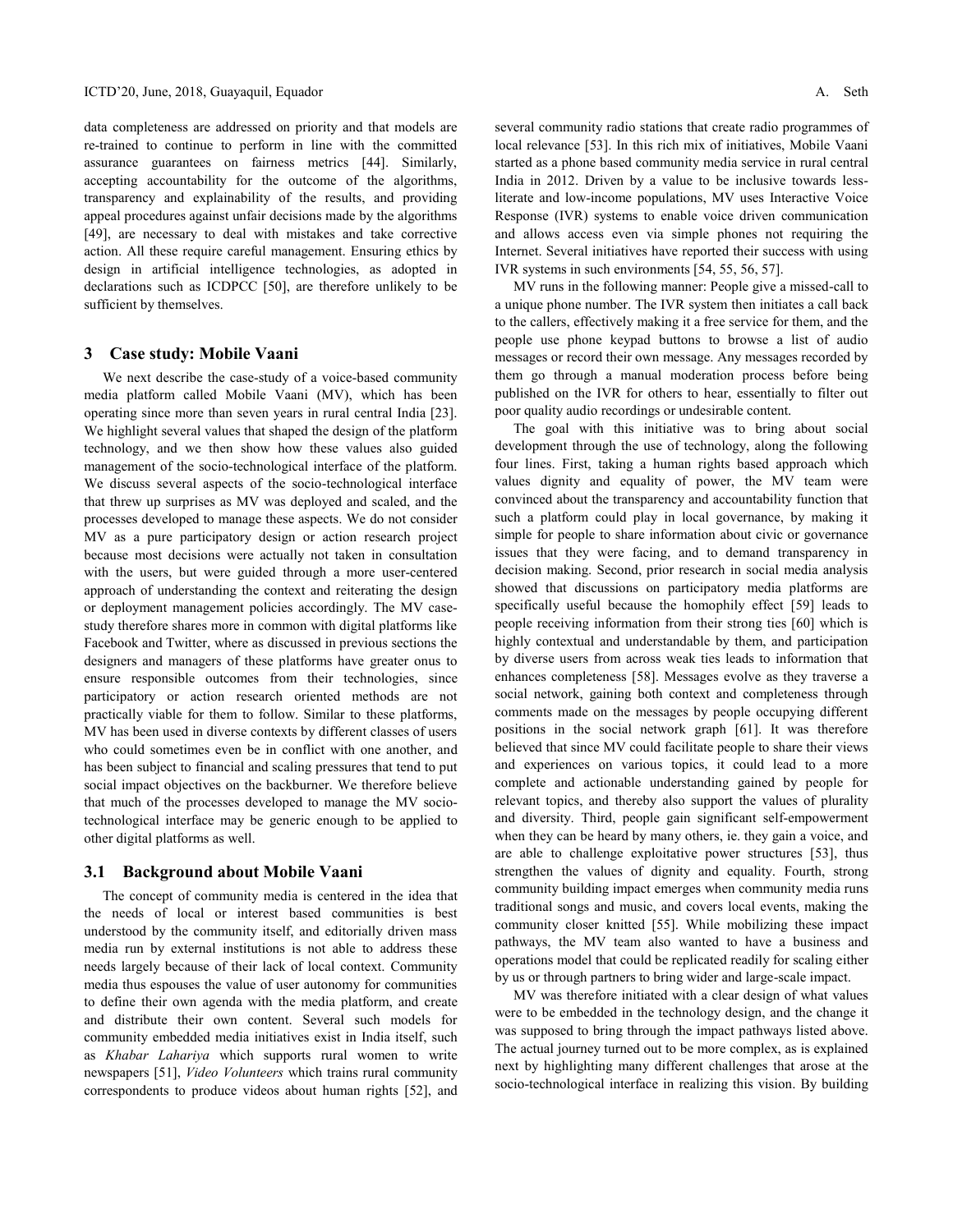data completeness are addressed on priority and that models are re-trained to continue to perform in line with the committed assurance guarantees on fairness metrics [44]. Similarly, accepting accountability for the outcome of the algorithms, transparency and explainability of the results, and providing appeal procedures against unfair decisions made by the algorithms [49], are necessary to deal with mistakes and take corrective action. All these require careful management. Ensuring ethics by design in artificial intelligence technologies, as adopted in declarations such as ICDPCC [50], are therefore unlikely to be sufficient by themselves.

## 3 Case study: Mobile Vaani

We next describe the case-study of a voice-based community media platform called Mobile Vaani (MV), which has been operating since more than seven years in rural central India [23]. We highlight several values that shaped the design of the platform technology, and we then show how these values also guided management of the socio-technological interface of the platform. We discuss several aspects of the socio-technological interface that threw up surprises as MV was deployed and scaled, and the processes developed to manage these aspects. We do not consider MV as a pure participatory design or action research project because most decisions were actually not taken in consultation with the users, but were guided through a more user-centered approach of understanding the context and reiterating the design or deployment management policies accordingly. The MV case-study therefore shares more in common with digital platforms like Facebook and Twitter, where as discussed in previous sections the designers and managers of these platforms have greater onus to ensure responsible outcomes from their technologies, since participatory or action research oriented methods are not practically viable for them to follow. Similar to these platforms, MV has been used in diverse contexts by different classes of users who could sometimes even be in conflict with one another, and has been subject to financial and scaling pressures that tend to put social impact objectives on the backburner. We therefore believe that much of the processes developed to manage the MV socio-technological interface may be generic enough to be applied to other digital platforms as well.

### 3.1 Background about Mobile Vaani

The concept of community media is centered in the idea that the needs of local or interest based communities is best understood by the community itself, and editorially driven mass media run by external institutions is not able to address these needs largely because of their lack of local context. Community media thus espouses the value of user autonomy for communities to define their own agenda with the media platform, and create and distribute their own content. Several such models for community embedded media initiatives exist in India itself, such as *Khabar Lahariya* which supports rural women to write newspapers [51], *Video Volunteers* which trains rural community correspondents to produce videos about human rights [52], and several community radio stations that create radio programmes of local relevance [53]. In this rich mix of initiatives, Mobile Vaani started as a phone based community media service in rural central India in 2012. Driven by a value to be inclusive towards less-literate and low-income populations, MV uses Interactive Voice Response (IVR) systems to enable voice driven communication and allows access even via simple phones not requiring the Internet. Several initiatives have reported their success with using IVR systems in such environments [54, 55, 56, 57].

MV runs in the following manner: People give a missed-call to a unique phone number. The IVR system then initiates a call back to the callers, effectively making it a free service for them, and the people use phone keypad buttons to browse a list of audio messages or record their own message. Any messages recorded by them go through a manual moderation process before being published on the IVR for others to hear, essentially to filter out poor quality audio recordings or undesirable content.

The goal with this initiative was to bring about social development through the use of technology, along the following four lines. First, taking a human rights based approach which values dignity and equality of power, the MV team were convinced about the transparency and accountability function that such a platform could play in local governance, by making it simple for people to share information about civic or governance issues that they were facing, and to demand transparency in decision making. Second, prior research in social media analysis showed that discussions on participatory media platforms are specifically useful because the homophily effect [59] leads to people receiving information from their strong ties [60] which is highly contextual and understandable by them, and participation by diverse users from across weak ties leads to information that enhances completeness [58]. Messages evolve as they traverse a social network, gaining both context and completeness through comments made on the messages by people occupying different positions in the social network graph [61]. It was therefore believed that since MV could facilitate people to share their views and experiences on various topics, it could lead to a more complete and actionable understanding gained by people for relevant topics, and thereby also support the values of plurality and diversity. Third, people gain significant self-empowerment when they can be heard by many others, ie. they gain a voice, and are able to challenge exploitative power structures [53], thus strengthen the values of dignity and equality. Fourth, strong community building impact emerges when community media runs traditional songs and music, and covers local events, making the community closer knitted [55]. While mobilizing these impact pathways, the MV team also wanted to have a business and operations model that could be replicated readily for scaling either by us or through partners to bring wider and large-scale impact.

MV was therefore initiated with a clear design of what values were to be embedded in the technology design, and the change it was supposed to bring through the impact pathways listed above. The actual journey turned out to be more complex, as is explained next by highlighting many different challenges that arose at the socio-technological interface in realizing this vision. By building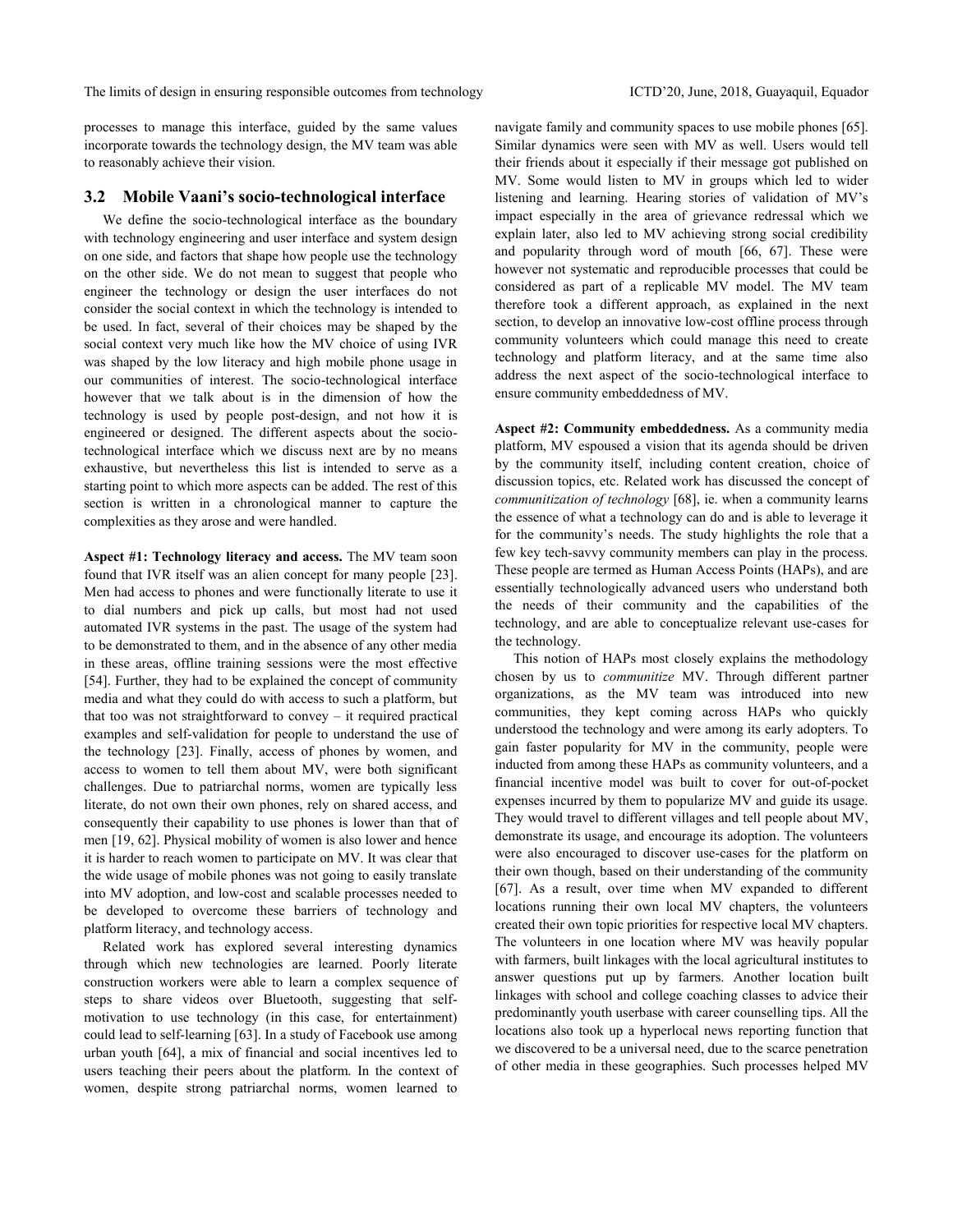processes to manage this interface, guided by the same values incorporate towards the technology design, the MV team was able to reasonably achieve their vision.

### 3.2 Mobile Vaani's socio-technological interface

We define the socio-technological interface as the boundary with technology engineering and user interface and system design on one side, and factors that shape how people use the technology on the other side. We do not mean to suggest that people who engineer the technology or design the user interfaces do not consider the social context in which the technology is intended to be used. In fact, several of their choices may be shaped by the social context very much like how the MV choice of using IVR was shaped by the low literacy and high mobile phone usage in our communities of interest. The socio-technological interface however that we talk about is in the dimension of how the technology is used by people post-design, and not how it is engineered or designed. The different aspects about the socio-technological interface which we discuss next are by no means exhaustive, but nevertheless this list is intended to serve as a starting point to which more aspects can be added. The rest of this section is written in a chronological manner to capture the complexities as they arose and were handled.

**Aspect #1: Technology literacy and access.** The MV team soon found that IVR itself was an alien concept for many people [23]. Men had access to phones and were functionally literate to use it to dial numbers and pick up calls, but most had not used automated IVR systems in the past. The usage of the system had to be demonstrated to them, and in the absence of any other media in these areas, offline training sessions were the most effective [54]. Further, they had to be explained the concept of community media and what they could do with access to such a platform, but that too was not straightforward to convey – it required practical examples and self-validation for people to understand the use of the technology [23]. Finally, access of phones by women, and access to women to tell them about MV, were both significant challenges. Due to patriarchal norms, women are typically less literate, do not own their phones, rely on shared access, and consequently their capability to use phones is lower than that of men [19, 62]. Physical mobility of women is also lower and hence it is harder to reach women to participate on MV. It was clear that the wide usage of mobile phones was not going to easily translate into MV adoption, and low-cost and scalable processes needed to be developed to overcome these barriers of technology and platform literacy, and technology access.

Related work has explored several interesting dynamics through which new technologies are learned. Poorly literate construction workers were able to learn a complex sequence of steps to share videos over Bluetooth, suggesting that self-motivation to use technology (in this case, for entertainment) could lead to self-learning [63]. In a study of Facebook use among urban youth [64], a mix of financial and social incentives led to users teaching their peers about the platform. In the context of women, despite strong patriarchal norms, women learned to navigate family and community spaces to use mobile phones [65]. Similar dynamics were seen with MV as well. Users would tell their friends about it especially if their message got published on MV. Some would listen to MV in groups which led to wider listening and learning. Hearing stories of validation of MV's impact especially in the area of grievance redressal which we explain later, also led to MV achieving strong social credibility and popularity through word of mouth [66, 67]. These were however not systematic and reproducible processes that could be considered as part of a replicable MV model. The MV team therefore took a different approach, as explained in the next section, to develop an innovative low-cost offline process through community volunteers which could manage this need to create technology and platform literacy, and at the same time also address the next aspect of the socio-technological interface to ensure community embeddedness of MV.

**Aspect #2: Community embeddedness.** As a community media platform, MV espoused a vision that its agenda should be driven by the community itself, including content creation, choice of discussion topics, etc. Related work has discussed the concept of *communitization of technology* [68], ie. when a community learns the essence of what a technology can do and is able to leverage it for the community's needs. The study highlights the role that a few key tech-savvy community members can play in the process. These people are termed as Human Access Points (HAPs), and are essentially technologically advanced users who understand both the needs of their community and the capabilities of the technology, and are able to conceptualize relevant use-cases for the technology.

This notion of HAPs most closely explains the methodology chosen by us to *communitize* MV. Through different partner organizations, as the MV team was introduced into new communities, they kept coming across HAPs who quickly understood the technology and were among its early adopters. To gain faster popularity for MV in the community, people were inducted from among these HAPs as community volunteers, and a financial incentive model was built to cover for out-of-pocket expenses incurred by them to popularize MV and guide its usage. They would travel to different villages and tell people about MV, demonstrate its usage, and encourage its adoption. The volunteers were also encouraged to discover use-cases for the platform on their own though, based on their understanding of the community [67]. As a result, over time when MV expanded to different locations running their own local MV chapters, the volunteers created their own topic priorities for respective local MV chapters. The volunteers in one location where MV was heavily popular with farmers, built linkages with the local agricultural institutes to answer questions put up by farmers. Another location built linkages with school and college coaching classes to advice their predominantly youth userbase with career counselling tips. All the locations also took up a hyperlocal news reporting function that we discovered to be a universal need, due to the scarce penetration of other media in these geographies. Such processes helped MV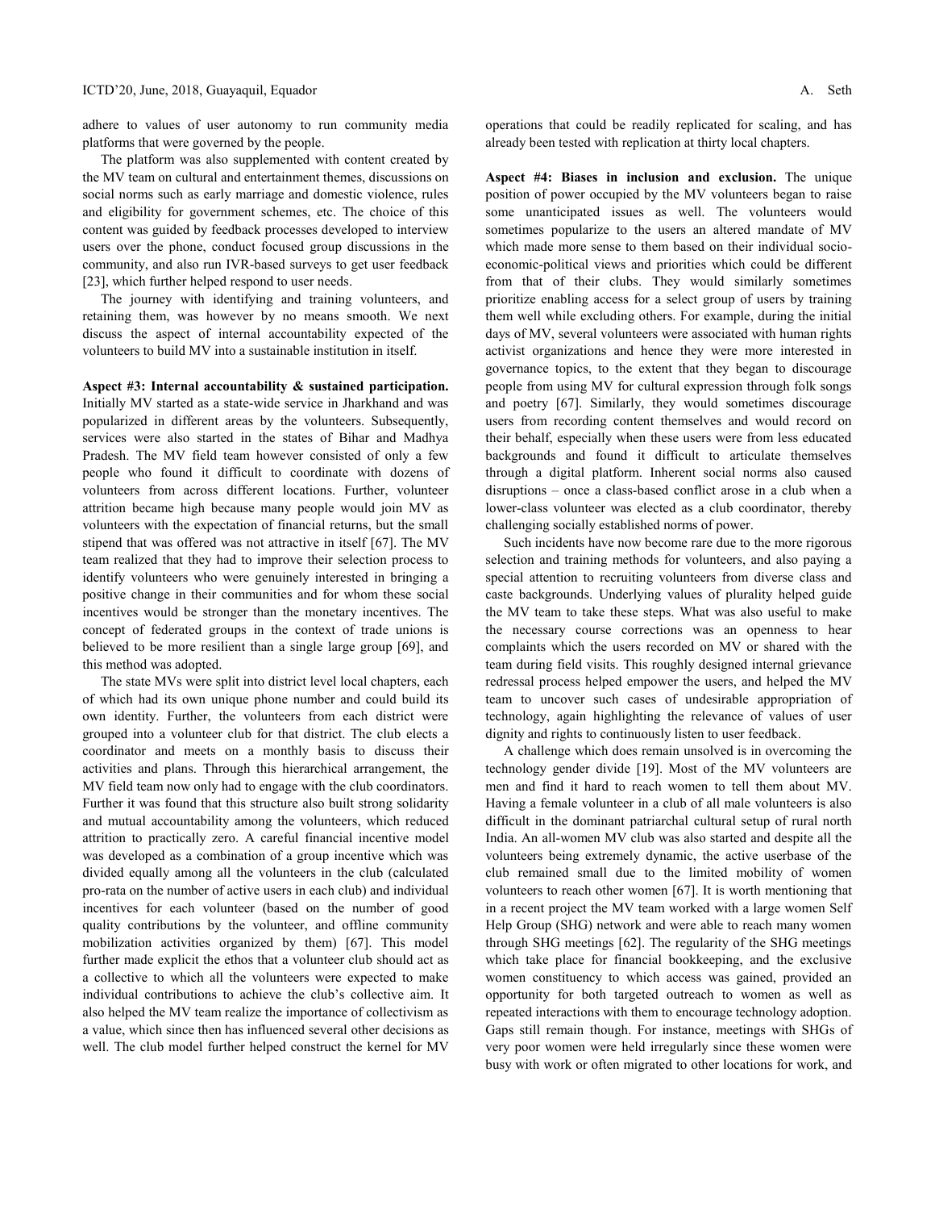adhere to values of user autonomy to run community media platforms that were governed by the people.

The platform was also supplemented with content created by the MV team on cultural and entertainment themes, discussions on social norms such as early marriage and domestic violence, rules and eligibility for government schemes, etc. The choice of this content was guided by feedback processes developed to interview users over the phone, conduct focused group discussions in the community, and also run IVR-based surveys to get user feedback [23], which further helped respond to user needs.

The journey with identifying and training volunteers, and retaining them, was however by no means smooth. We next discuss the aspect of internal accountability expected of the volunteers to build MV into a sustainable institution in itself.

**Aspect #3: Internal accountability & sustained participation.** Initially MV started as a state-wide service in Jharkhand and was popularized in different areas by the volunteers. Subsequently, services were also started in the states of Bihar and Madhya Pradesh. The MV field team however consisted of only a few people who found it difficult to coordinate with dozens of volunteers from across different locations. Further, volunteer attrition became high because many people would join MV as volunteers with the expectation of financial returns, but the small stipend that was offered was not attractive in itself [67]. The MV team realized that they had to improve their selection process to identify volunteers who were genuinely interested in bringing a positive change in their communities and for whom these social incentives would be stronger than the monetary incentives. The concept of federated groups in the context of trade unions is believed to be more resilient than a single large group [69], and this method was adopted.

The state MVs were split into district level local chapters, each of which had its own unique phone number and could build its own identity. Further, the volunteers from each district were grouped into a volunteer club for that district. The club elects a coordinator and meets on a monthly basis to discuss their activities and plans. Through this hierarchical arrangement, the MV field team now only had to engage with the club coordinators. Further it was found that this structure also built strong solidarity and mutual accountability among the volunteers, which reduced attrition to practically zero. A careful financial incentive model was developed as a combination of a group incentive which was divided equally among all the volunteers in the club (calculated pro-rata on the number of active users in each club) and individual incentives for each volunteer (based on the number of good quality contributions by the volunteer, and offline community mobilization activities organized by them) [67]. This model further made explicit the ethos that a volunteer club should act as a collective to which all the volunteers were expected to make individual contributions to achieve the club's collective aim. It also helped the MV team realize the importance of collectivism as a value, which since then has influenced several other decisions as well. The club model further helped construct the kernel for MV operations that could be readily replicated for scaling, and has already been tested with replication at thirty local chapters.

**Aspect #4: Biases in inclusion and exclusion.** The unique position of power occupied by the MV volunteers began to raise some unanticipated issues as well. The volunteers would sometimes popularize to the users an altered mandate of MV which made more sense to them based on their individual socio-economic-political views and priorities which could be different from that of their clubs. They would similarly sometimes prioritize enabling access for a select group of users by training them well while excluding others. For example, during the initial days of MV, several volunteers were associated with human rights activist organizations and hence they were more interested in governance topics, to the extent that they began to discourage people from using MV for cultural expression through folk songs and poetry [67]. Similarly, they would sometimes discourage users from recording content themselves and would record on their behalf, especially when these users were from less educated backgrounds and found it difficult to articulate themselves through a digital platform. Inherent social norms also caused disruptions – once a class-based conflict arose in a club when a lower-class volunteer was elected as a club coordinator, thereby challenging socially established norms of power.

Such incidents have now become rare due to the more rigorous selection and training methods for volunteers, and also paying a special attention to recruiting volunteers from diverse class and caste backgrounds. Underlying values of plurality helped guide the MV team to take these steps. What was also useful to make the necessary course corrections was an openness to hear complaints which the users recorded on MV or shared with the team during field visits. This roughly designed internal grievance redressal process helped empower the users, and helped the MV team to uncover such cases of undesirable appropriation of technology, again highlighting the relevance of values of user dignity and rights to continuously listen to user feedback.

A challenge which does remain unsolved is in overcoming the technology gender divide [19]. Most of the MV volunteers are men and find it hard to reach women to tell them about MV. Having a female volunteer in a club of all male volunteers is also difficult in the dominant patriarchal cultural setup of rural north India. An all-women MV club was also started and despite all the volunteers being extremely dynamic, the active userbase of the club remained small due to the limited mobility of women volunteers to reach other women [67]. It is worth mentioning that in a recent project the MV team worked with a large women Self Help Group (SHG) network and were able to reach many women through SHG meetings [62]. The regularity of the SHG meetings which take place for financial bookkeeping, and the exclusive women constituency to which access was gained, provided an opportunity for both targeted outreach to women as well as repeated interactions with them to encourage technology adoption. Gaps still remain though. For instance, meetings with SHGs of very poor women were held irregularly since these women were busy with work or often migrated to other locations for work, and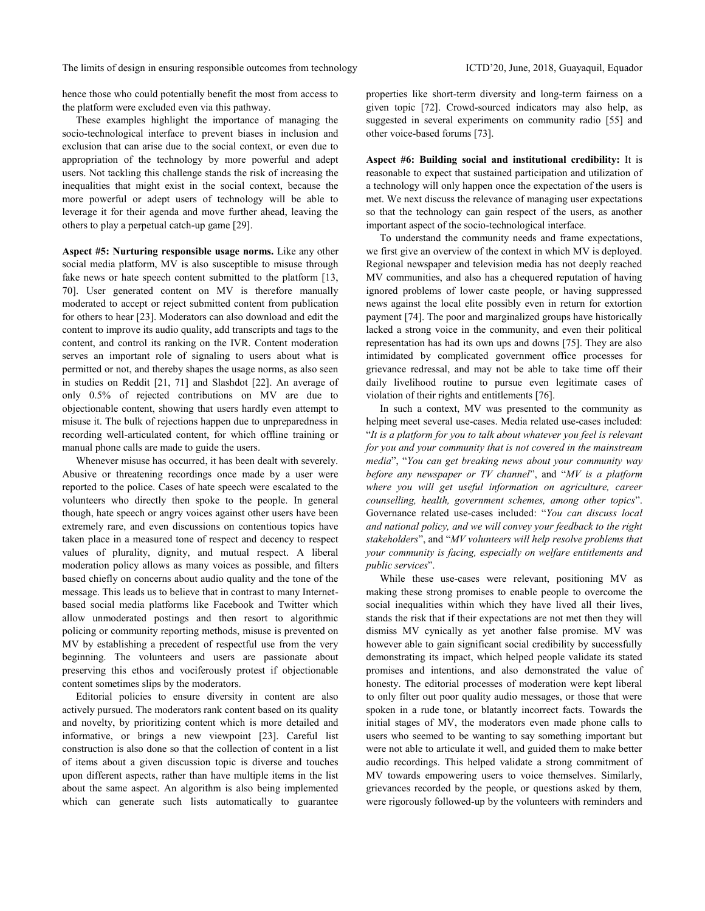hence those who could potentially benefit the most from access to the platform were excluded even via this pathway.

These examples highlight the importance of managing the socio-technological interface to prevent biases in inclusion and exclusion that can arise due to the social context, or even due to appropriation of the technology by more powerful and adept users. Not tackling this challenge stands the risk of increasing the inequalities that might exist in the social context, because the more powerful or adept users of technology will be able to leverage it for their agenda and move further ahead, leaving the others to play a perpetual catch-up game [29].

**Aspect #5: Nurturing responsible usage norms.** Like any other social media platform, MV is also susceptible to misuse through fake news or hate speech content submitted to the platform [13, 70]. User generated content on MV is therefore manually moderated to accept or reject submitted content from publication for others to hear [23]. Moderators can also download and edit the content to improve its audio quality, add transcripts and tags to the content, and control its ranking on the IVR. Content moderation serves an important role of signaling to users about what is permitted or not, and thereby shapes the usage norms, as also seen in studies on Reddit [21, 71] and Slashdot [22]. An average of only 0.5% of rejected contributions on MV are due to objectionable content, showing that users hardly even attempt to misuse it. The bulk of rejections happen due to unpreparedness in recording well-articulated content, for which offline training or manual phone calls are made to guide the users.

Whenever misuse has occurred, it has been dealt with severely. Abusive or threatening recordings once made by a user were reported to the police. Cases of hate speech were escalated to the volunteers who directly then spoke to the people. In general though, hate speech or angry voices against other users have been extremely rare, and even discussions on contentious topics have taken place in a measured tone of respect and decency to respect values of plurality, dignity, and mutual respect. A liberal moderation policy allows as many voices as possible, and filters based chiefly on concerns about audio quality and the tone of the message. This leads us to believe that in contrast to many Internet-based social media platforms like Facebook and Twitter which allow unmoderated postings and then resort to algorithmic policing or community reporting methods, misuse is prevented on MV by establishing a precedent of respectful use from the very beginning. The volunteers and users are passionate about preserving this ethos and vociferously protest if objectionable content sometimes slips by the moderators.

Editorial policies to ensure diversity in content are also actively pursued. The moderators rank content based on its quality and novelty, by prioritizing content which is more detailed and informative, or brings a new viewpoint [23]. Careful list construction is also done so that the collection of content in a list of items about a given discussion topic is diverse and touches upon different aspects, rather than have multiple items in the list about the same aspect. An algorithm is also being implemented which can generate such lists automatically to guarantee properties like short-term diversity and long-term fairness on a given topic [72]. Crowd-sourced indicators may also help, as suggested in several experiments on community radio [55] and other voice-based forums [73].

**Aspect #6: Building social and institutional credibility:** It is reasonable to expect that sustained participation and utilization of a technology will only happen once the expectation of the users is met. We next discuss the relevance of managing user expectations so that the technology can gain respect of the users, as another important aspect of the socio-technological interface.

To understand the community needs and frame expectations, we first give an overview of the context in which MV is deployed. Regional newspaper and television media has not deeply reached MV communities, and also has a chequered reputation of having ignored problems of lower caste people, or having suppressed news against the local elite possibly even in return for extortion payment [74]. The poor and marginalized groups have historically lacked a strong voice in the community, and even their political representation has had its own ups and downs [75]. They are also intimidated by complicated government office processes for grievance redressal, and may not be able to take time off their daily livelihood routine to pursue even legitimate cases of violation of their rights and entitlements [76].

In such a context, MV was presented to the community as helping meet several use-cases. Media related use-cases included: "*It is a platform for you to talk about whatever you feel is relevant for you and your community that is not covered in the mainstream media*", "*You can get breaking news about your community way before any newspaper or TV channel*", and "*MV is a platform where you will get useful information on agriculture, career counselling, health, government schemes, among other topics*". Governance related use-cases included: "*You can discuss local and national policy, and we will convey your feedback to the right stakeholders*", and "*MV volunteers will help resolve problems that your community is facing, especially on welfare entitlements and public services*".

While these use-cases were relevant, positioning MV as making these strong promises to enable people to overcome the social inequalities within which they have lived all their lives, stands the risk that if their expectations are not met then they will dismiss MV cynically as yet another false promise. MV was however able to gain significant social credibility by successfully demonstrating its impact, which helped people validate its stated promises and intentions, and also demonstrated the value of honesty. The editorial processes of moderation were kept liberal to only filter out poor quality audio messages, or those that were spoken in a rude tone, or blatantly incorrect facts. Towards the initial stages of MV, the moderators even made phone calls to users who seemed to be wanting to say something important but were not able to articulate it well, and guided them to make better audio recordings. This helped validate a strong commitment of MV towards empowering users to voice themselves. Similarly, grievances recorded by the people, or questions asked by them, were rigorously followed-up by the volunteers with reminders and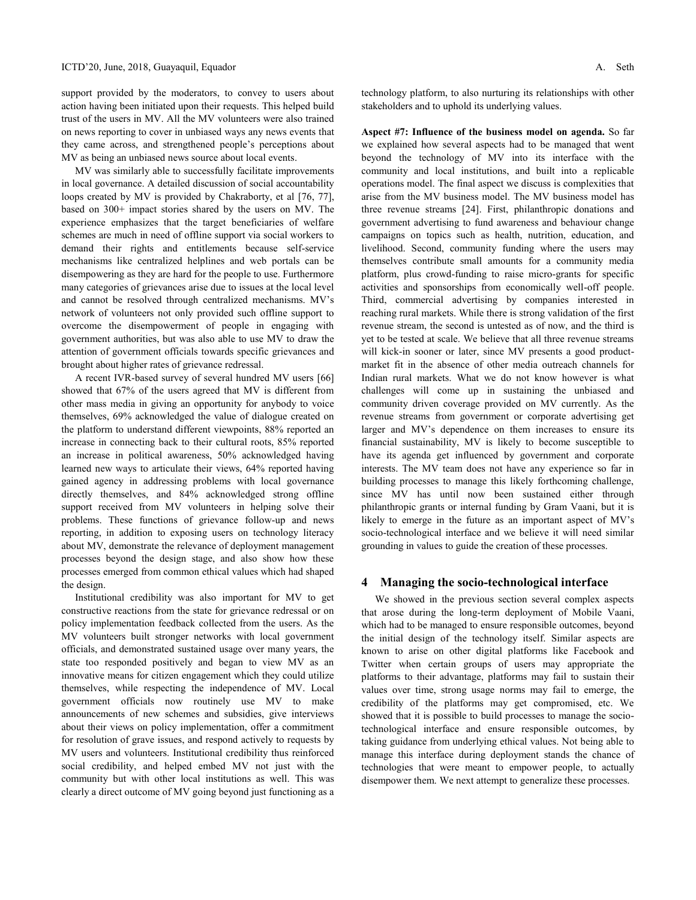support provided by the moderators, to convey to users about action having been initiated upon their requests. This helped build trust of the users in MV. All the MV volunteers were also trained on news reporting to cover in unbiased ways any news events that they came across, and strengthened people's perceptions about MV as being an unbiased news source about local events.

MV was similarly able to successfully facilitate improvements in local governance. A detailed discussion of social accountability loops created by MV is provided by Chakraborty, et al [76, 77], based on 300+ impact stories shared by the users on MV. The experience emphasizes that the target beneficiaries of welfare schemes are much in need of offline support via social workers to demand their rights and entitlements because self-service mechanisms like centralized helplines and web portals can be disempowering as they are hard for the people to use. Furthermore many categories of grievances arise due to issues at the local level and cannot be resolved through centralized mechanisms. MV's network of volunteers not only provided such offline support to overcome the disempowerment of people in engaging with government authorities, but was also able to use MV to draw the attention of government officials towards specific grievances and brought about higher rates of grievance redressal.

A recent IVR-based survey of several hundred MV users [66] showed that 67% of the users agreed that MV is different from other mass media in giving an opportunity for anybody to voice themselves, 69% acknowledged the value of dialogue created on the platform to understand different viewpoints, 88% reported an increase in connecting back to their cultural roots, 85% reported an increase in political awareness, 50% acknowledged having learned new ways to articulate their views, 64% reported having gained agency in addressing problems with local governance directly themselves, and 84% acknowledged strong offline support received from MV volunteers in helping solve their problems. These functions of grievance follow-up and news reporting, in addition to exposing users on technology literacy about MV, demonstrate the relevance of deployment management processes beyond the design stage, and also show how these processes emerged from common ethical values which had shaped the design.

Institutional credibility was also important for MV to get constructive reactions from the state for grievance redressal or on policy implementation feedback collected from the users. As the MV volunteers built stronger networks with local government officials, and demonstrated sustained usage over many years, the state too responded positively and began to view MV as an innovative means for citizen engagement which they could utilize themselves, while respecting the independence of MV. Local government officials now routinely use MV to make announcements of new schemes and subsidies, give interviews about their views on policy implementation, offer a commitment for resolution of grave issues, and respond actively to requests by MV users and volunteers. Institutional credibility thus reinforced social credibility, and helped embed MV not just with the community but with other local institutions as well. This was clearly a direct outcome of MV going beyond just functioning as a technology platform, to also nurturing its relationships with other stakeholders and to uphold its underlying values.

**Aspect #7: Influence of the business model on agenda.** So far we explained how several aspects had to be managed that went beyond the technology of MV into its interface with the community and local institutions, and built into a replicable operations model. The final aspect we discuss is complexities that arise from the MV business model. The MV business model has three revenue streams [24]. First, philanthropic donations and government advertising to fund awareness and behaviour change campaigns on topics such as health, nutrition, education, and livelihood. Second, community funding where the users may themselves contribute small amounts for a community media platform, plus crowd-funding to raise micro-grants for specific activities and sponsorships from economically well-off people. Third, commercial advertising by companies interested in reaching rural markets. While there is strong validation of the first revenue stream, the second is untested as of now, and the third is yet to be tested at scale. We believe that all three revenue streams will kick-in sooner or later, since MV presents a good product-market fit in the absence of other media outreach channels for Indian rural markets. What we do not know however is what challenges will come up in sustaining the unbiased and community driven coverage provided on MV currently. As the revenue streams from government or corporate advertising get larger and MV's dependence on them increases to ensure its financial sustainability, MV is likely to become susceptible to have its agenda get influenced by government and corporate interests. The MV team does not have any experience so far in building processes to manage this likely forthcoming challenge, since MV has until now been sustained either through philanthropic grants or internal funding by Gram Vaani, but it is likely to emerge in the future as an important aspect of MV's socio-technological interface and we believe it will need similar grounding in values to guide the creation of these processes.

## 4 Managing the socio-technological interface

We showed in the previous section several complex aspects that arose during the long-term deployment of Mobile Vaani, which had to be managed to ensure responsible outcomes, beyond the initial design of the technology itself. Similar aspects are known to arise on other digital platforms like Facebook and Twitter when certain groups of users may appropriate the platforms to their advantage, platforms may fail to sustain their values over time, strong usage norms may fail to emerge, the credibility of the platforms may get compromised, etc. We showed that it is possible to build processes to manage the socio-technological interface and ensure responsible outcomes, by taking guidance from underlying ethical values. Not being able to manage this interface during deployment stands the chance of technologies that were meant to empower people, to actually disempower them. We next attempt to generalize these processes.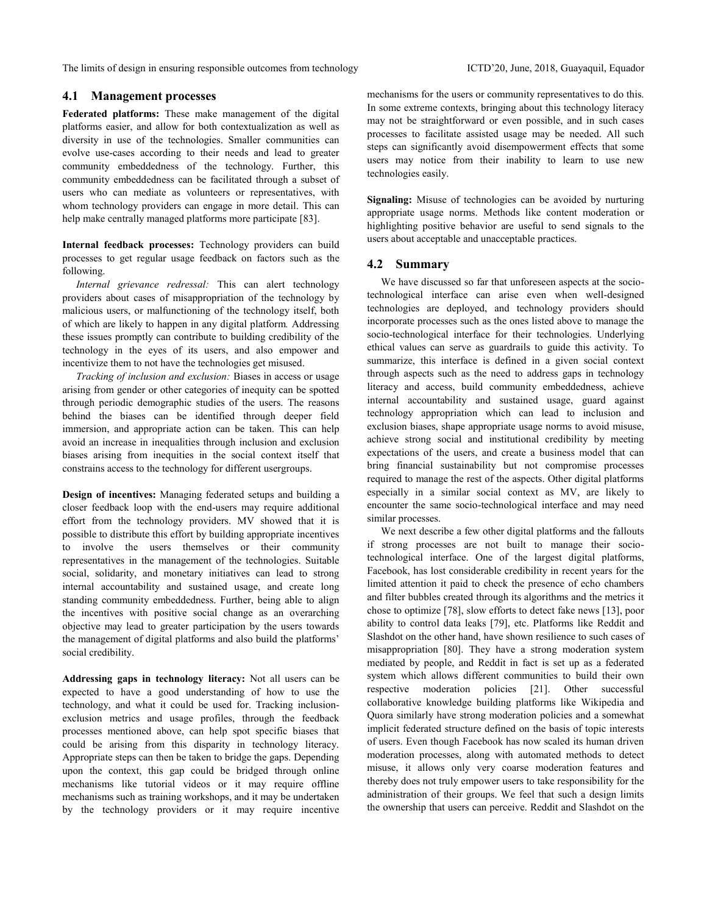### 4.1 Management processes

**Federated platforms:** These make management of the digital platforms easier, and allow for both contextualization as well as diversity in use of the technologies. Smaller communities can evolve use-cases according to their needs and lead to greater community embeddedness of the technology. Further, this community embeddedness can be facilitated through a subset of users who can mediate as volunteers or representatives, with whom technology providers can engage in more detail. This can help make centrally managed platforms more participate [83].

**Internal feedback processes:** Technology providers can build processes to get regular usage feedback on factors such as the following.

*Internal grievance redressal:* This can alert technology providers about cases of misappropriation of the technology by malicious users, or malfunctioning of the technology itself, both of which are likely to happen in any digital platform. Addressing these issues promptly can contribute to building credibility of the technology in the eyes of its users, and also empower and incentivize them to not have the technologies get misused.

*Tracking of inclusion and exclusion:* Biases in access or usage arising from gender or other categories of inequity can be spotted through periodic demographic studies of the users. The reasons behind the biases can be identified through deeper field immersion, and appropriate action can be taken. This can help avoid an increase in inequalities through inclusion and exclusion biases arising from inequities in the social context itself that constrains access to the technology for different usergroups.

**Design of incentives:** Managing federated setups and building a closer feedback loop with the end-users may require additional effort from the technology providers. MV showed that it is possible to distribute this effort by building appropriate incentives to involve the users themselves or their community representatives in the management of the technologies. Suitable social, solidarity, and monetary initiatives can lead to strong internal accountability and sustained usage, and create long standing community embeddedness. Further, being able to align the incentives with positive social change as an overarching objective may lead to greater participation by the users towards the management of digital platforms and also build the platforms' social credibility.

**Addressing gaps in technology literacy:** Not all users can be expected to have a good understanding of how to use the technology, and what it could be used for. Tracking inclusion-exclusion metrics and usage profiles, through the feedback processes mentioned above, can help spot specific biases that could be arising from this disparity in technology literacy. Appropriate steps can then be taken to bridge the gaps. Depending upon the context, this gap could be bridged through online mechanisms like tutorial videos or it may require offline mechanisms such as training workshops, and it may be undertaken by the technology providers or it may require incentive mechanisms for the users or community representatives to do this. In some extreme contexts, bringing about this technology literacy may not be straightforward or even possible, and in such cases processes to facilitate assisted usage may be needed. All such steps can significantly avoid disempowerment effects that some users may notice from their inability to learn to use new technologies easily.

**Signaling:** Misuse of technologies can be avoided by nurturing appropriate usage norms. Methods like content moderation or highlighting positive behavior are useful to send signals to the users about acceptable and unacceptable practices.

### 4.2 Summary

We have discussed so far that unforeseen aspects at the socio-technological interface can arise even when well-designed technologies are deployed, and technology providers should incorporate processes such as the ones listed above to manage the socio-technological interface for their technologies. Underlying ethical values can serve as guardrails to guide this activity. To summarize, this interface is defined in a given social context through aspects such as the need to address gaps in technology literacy and access, build community embeddedness, achieve internal accountability and sustained usage, guard against technology appropriation which can lead to inclusion and exclusion biases, shape appropriate usage norms to avoid misuse, achieve strong social and institutional credibility by meeting expectations of the users, and create a business model that can bring financial sustainability but not compromise processes required to manage the rest of the aspects. Other digital platforms especially in a similar social context as MV, are likely to encounter the same socio-technological interface and may need similar processes.

We next describe a few other digital platforms and the fallouts if strong processes are not built to manage their socio-technological interface. One of the largest digital platforms, Facebook, has lost considerable credibility in recent years for the limited attention it paid to check the presence of echo chambers and filter bubbles created through its algorithms and the metrics it chose to optimize [78], slow efforts to detect fake news [13], poor ability to control data leaks [79], etc. Platforms like Reddit and Slashdot on the other hand, have shown resilience to such cases of misappropriation [80]. They have a strong moderation system mediated by people, and Reddit in fact is set up as a federated system which allows different communities to build their own respective moderation policies [21]. Other successful collaborative knowledge building platforms like Wikipedia and Quora similarly have strong moderation policies and a somewhat implicit federated structure defined on the basis of topic interests of users. Even though Facebook has now scaled its human driven moderation processes, along with automated methods to detect misuse, it allows only very coarse moderation features and thereby does not truly empower users to take responsibility for the administration of their groups. We feel that such a design limits the ownership that users can perceive. Reddit and Slashdot on the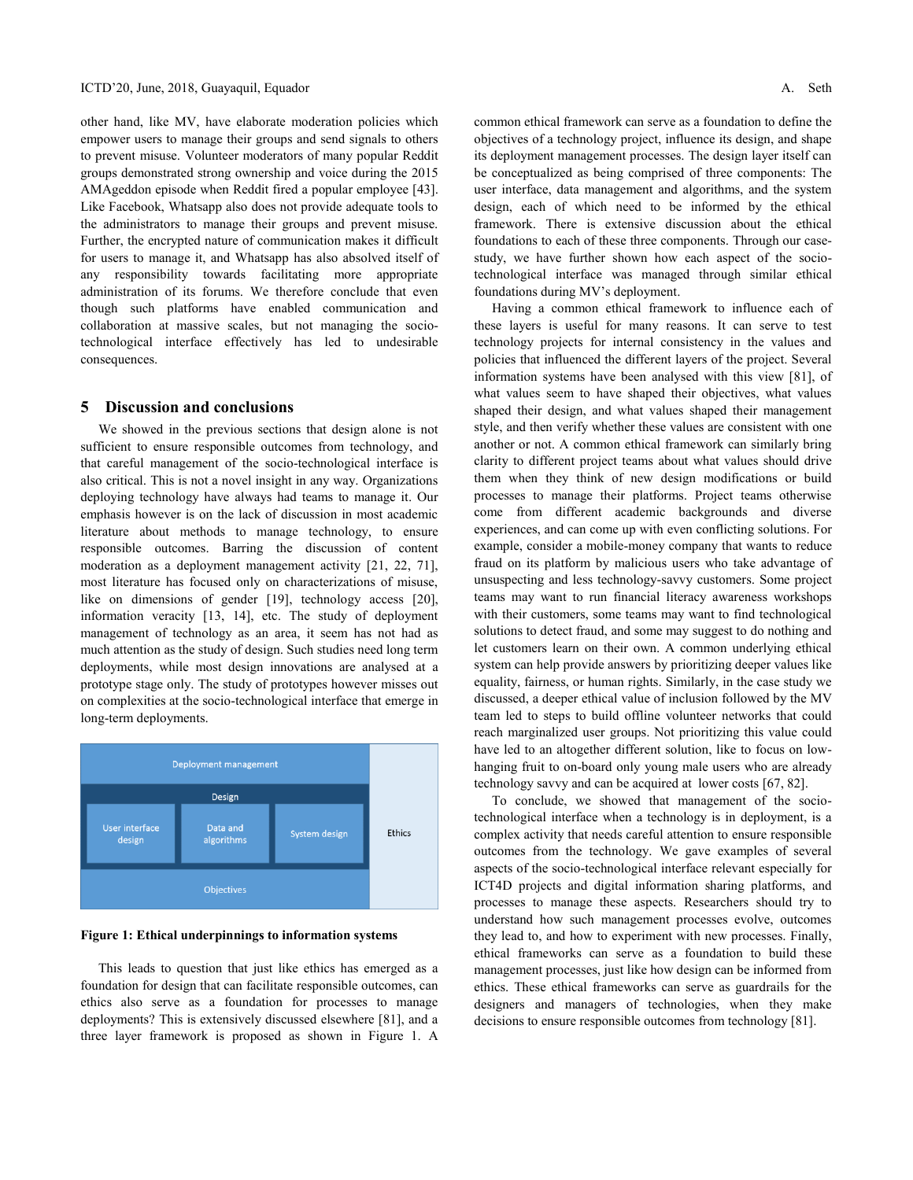other hand, like MV, have elaborate moderation policies which empower users to manage their groups and send signals to others to prevent misuse. Volunteer moderators of many popular Reddit groups demonstrated strong ownership and voice during the 2015 AMAgeddon episode when Reddit fired a popular employee [43]. Like Facebook, Whatsapp also does not provide adequate tools to the administrators to manage their groups and prevent misuse. Further, the encrypted nature of communication makes it difficult for users to manage it, and Whatsapp has also absolved itself of any responsibility towards facilitating more appropriate administration of its forums. We therefore conclude that even though such platforms have enabled communication and collaboration at massive scales, but not managing the socio-technological interface effectively has led to undesirable consequences.

## 5 Discussion and conclusions

We showed in the previous sections that design alone is not sufficient to ensure responsible outcomes from technology, and that careful management of the socio-technological interface is also critical. This is not a novel insight in any way. Organizations deploying technology have always had teams to manage it. Our emphasis however is on the lack of discussion in most academic literature about methods to manage technology, to ensure responsible outcomes. Barring the discussion of content moderation as a deployment management activity [21, 22, 71], most literature has focused only on characterizations of misuse, like on dimensions of gender [19], technology access [20], information veracity [13, 14], etc. The study of deployment management of technology as an area, it seem has not had as much attention as the study of design. Such studies need long term deployments, while most design innovations are analysed at a prototype stage only. The study of prototypes however misses out on complexities at the socio-technological interface that emerge in long-term deployments.

**Figure 1: Ethical underpinnings to information systems**

This leads to question that just like ethics has emerged as a foundation for design that can facilitate responsible outcomes, can ethics also serve as a foundation for processes to manage deployments? This is extensively discussed elsewhere [81], and a three layer framework is proposed as shown in Figure 1. A common ethical framework can serve as a foundation to define the objectives of a technology project, influence its design, and shape its deployment management processes. The design layer itself can be conceptualized as being comprised of three components: The user interface, data management and algorithms, and the system design, each of which need to be informed by the ethical framework. There is extensive discussion about the ethical foundations to each of these three components. Through our case-study, we have further shown how each aspect of the socio-technological interface was managed through similar ethical foundations during MV's deployment.

Having a common ethical framework to influence each of these layers is useful for many reasons. It can serve to test technology projects for internal consistency in the values and policies that influenced the different layers of the project. Several information systems have been analysed with this view [81], of what values seem to have shaped their objectives, what values shaped their design, and what values shaped their management style, and then verify whether these values are consistent with one another or not. A common ethical framework can similarly bring clarity to different project teams about what values should drive them when they think of new design modifications or build processes to manage their platforms. Project teams otherwise come from different academic backgrounds and diverse experiences, and can come up with even conflicting solutions. For example, consider a mobile-money company that wants to reduce fraud on its platform by malicious users who take advantage of unsuspecting and less technology-savvy customers. Some project teams may want to run financial literacy awareness workshops with their customers, some teams may want to find technological solutions to detect fraud, and some may suggest to do nothing and let customers learn on their own. A common underlying ethical system can help provide answers by prioritizing deeper values like equality, fairness, or human rights. Similarly, in the case study we discussed, a deeper ethical value of inclusion followed by the MV team led to steps to build offline volunteer networks that could reach marginalized user groups. Not prioritizing this value could have led to an altogether different solution, like to focus on low-hanging fruit to on-board only young male users who are already technology savvy and can be acquired at lower costs [67, 82].

To conclude, we showed that management of the socio-technological interface when a technology is in deployment, is a complex activity that needs careful attention to ensure responsible outcomes from the technology. We gave examples of several aspects of the socio-technological interface relevant especially for ICT4D projects and digital information sharing platforms, and processes to manage these aspects. Researchers should try to understand how such management processes evolve, outcomes they lead to, and how to experiment with new processes. Finally, ethical frameworks can serve as a foundation to build these management processes, just like how design can be informed from ethics. These ethical frameworks can serve as guardrails for the designers and managers of technologies, when they make decisions to ensure responsible outcomes from technology [81].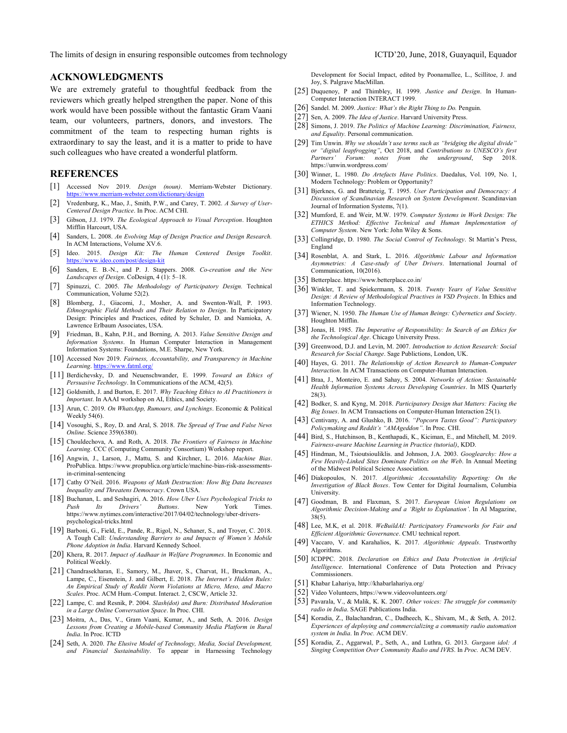## ACKNOWLEDGMENTS

We are extremely grateful to thoughtful feedback from the reviewers which greatly helped strengthen the paper. None of this work would have been possible without the fantastic Gram Vaani team, our volunteers, partners, donors, and investors. The commitment of the team to respecting human rights is extraordinary to say the least, and it is a matter to pride to have such colleagues who have created a wonderful platform.

## REFERENCES

[1] Accessed Nov 2019. *Design (noun)*. Merriam-Webster Dictionary. https://www.merriam-webster.com/dictionary/design

[2] Vredenburg, K., Mao, J., Smith, P.W., and Carey, T. 2002. *A Survey of User-Centered Design Practice*. In Proc. ACM CHI.

[3] Gibson, J.J. 1979. *The Ecological Approach to Visual Perception*. Houghton Mifflin Harcourt, USA.

[4] Sanders, L. 2008. *An Evolving Map of Design Practice and Design Research.* In ACM Interactions, Volume XV.6.

[5] Ideo. 2015. *Design Kit: The Human Centered Design Toolkit*. https://www.ideo.com/post/design-kit

[6] Sanders, E. B.-N., and P. J. Stappers. 2008. *Co-creation and the New Landscapes of Design*. CoDesign, 4 (1): 5–18.

[7] Spinuzzi, C. 2005. *The Methodology of Participatory Design.* Technical Communication, Volume 52(2).

[8] Blomberg, J., Giacomi, J., Mosher, A. and Swenton-Wall, P. 1993. *Ethnographic Field Methods and Their Relation to Design*. In Participatory Design: Principles and Practices, edited by Schuler, D. and Namioka, A. Lawrence Erlbaum Associates, USA.

[9] Friedman, B., Kahn, P.H., and Borning, A. 2013. *Value Sensitive Design and Information Systems*. In Human Computer Interaction in Management Information Systems: Foundations, M.E. Sharpe, New York.

[10] Accessed Nov 2019. *Fairness, Accountability, and Transparency in Machine Learning*. https://www.fatml.org/

[11] Berdichevsky, D. and Neuenschwander, E. 1999. *Toward an Ethics of Persuasive Technology*. In Communications of the ACM, 42(5).

[12] Goldsmith, J. and Burton, E. 2017. *Why Teaching Ethics to AI Practitioners is Important*. In AAAI workshop on AI, Ethics, and Society.

[13] Arun, C. 2019. *On WhatsApp, Rumours, and Lynchings*. Economic & Political Weekly 54(6).

[14] Vosoughi, S., Roy, D. and Aral, S. 2018. *The Spread of True and False News Online*. Science 359(6380).

[15] Chouldechova, A. and Roth, A. 2018. *The Frontiers of Fairness in Machine Learning*. CCC (Computing Community Consortium) Workshop report.

[16] Angwin, J., Larson, J., Mattu, S. and Kirchner, L. 2016. *Machine Bias*. ProPublica. https://www.propublica.org/article/machine-bias-risk-assessments-in-criminal-sentencing

[17] Cathy O'Neil. 2016. *Weapons of Math Destruction: How Big Data Increases Inequality and Threatens Democracy*. Crown USA.

[18] Buchanan, L. and Seshagiri, A. 2016. *How Uber Uses Psychological Tricks to Push Its Drivers' Buttons*. New York Times. https://www.nytimes.com/interactive/2017/04/02/technology/uber-drivers-psychological-tricks.html

[19] Barboni, G., Field, E., Pande, R., Rigol, N., Schaner, S., and Troyer, C. 2018. A Tough Call: *Understanding Barriers to and Impacts of Women's Mobile Phone Adoption in India*. Harvard Kennedy School.

[20] Khera, R. 2017. *Impact of Aadhaar in Welfare Programmes*. In Economic and Political Weekly.

[21] Chandrasekharan, E., Samory, M., Jhaver, S., Charvat, H., Bruckman, A., Lampe, C., Eisenstein, J. and Gilbert, E. 2018. *The Internet's Hidden Rules: An Empirical Study of Reddit Norm Violations at Micro, Meso, and Macro Scales*. Proc. ACM Hum.-Comput. Interact. 2, CSCW, Article 32.

[22] Lampe, C. and Resnik, P. 2004. *Slash(dot) and Burn: Distributed Moderation in a Large Online Conversation Space*. In Proc. CHI.

[23] Moitra, A., Das, V., Gram Vaani, Kumar, A., and Seth, A. 2016. *Design Lessons from Creating a Mobile-based Community Media Platform in Rural India*. In Proc. ICTD

[24] Seth, A. 2020. *The Elusive Model of Technology, Media, Social Development, and Financial Sustainability*. To appear in Harnessing Technology Development for Social Impact, edited by Poonamallee, L., Scillitoe, J. and Joy, S. Palgrave MacMillan.

[25] Duquenoy, P and Thimbley, H. 1999. *Justice and Design*. In Human-Computer Interaction INTERACT 1999.

[26] Sandel. M. 2009. *Justice: What's the Right Thing to Do.* Penguin.

[27] Sen, A. 2009. *The Idea of Justice*. Harvard University Press.

[28] Simons, J. 2019. *The Politics of Machine Learning: Discrimination, Fairness, and Equality*. Personal communication.

[29] Tim Unwin. *Why we shouldn't use terms such as "bridging the digital divide" or "digital leapfrogging"*, Oct 2018, and *Contributions to UNESCO's first Partners' Forum: notes from the underground*, Sep 2018. https://unwin.wordpress.com/

[30] Winner, L. 1980. *Do Artefacts Have Politics*. Daedalus, Vol. 109, No. 1, Modern Technology: Problem or Opportunity?

[31] Bjerknes, G. and Bratteteig, T. 1995. *User Participation and Democracy: A Discussion of Scandinavian Research on System Development*. Scandinavian Journal of Information Systems, 7(1).

[32] Mumford, E. and Weir, M.W. 1979. *Computer Systems in Work Design: The ETHICS Method: Effective Technical and Human Implementation of Computer System*. New York: John Wiley & Sons.

[33] Collingridge, D. 1980. *The Social Control of Technology*. St Martin's Press, England

[34] Rosenblat, A. and Stark, L. 2016. *Algorithmic Labour and Information Asymmetries: A Case-study of Uber Drivers*. International Journal of Communication, 10(2016).

[35] Betterplace. https://www.betterplace.co.in/

[36] Winkler, T. and Spiekermann, S. 2018. *Twenty Years of Value Sensitive Design: A Review of Methodological Practices in VSD Projects*. In Ethics and Information Technology.

[37] Wiener, N. 1950. *The Human Use of Human Beings: Cybernetics and Society*. Houghton Mifflin.

[38] Jonas, H. 1985. *The Imperative of Responsibility: In Search of an Ethics for the Technological Age*. Chicago University Press.

[39] Greenwood, D.J. and Levin, M. 2007. *Introduction to Action Research: Social Research for Social Change*. Sage Publictions, London, UK.

[40] Hayes, G. 2011. *The Relationship of Action Research to Human-Computer Interaction*. In ACM Transactions on Computer-Human Interaction.

[41] Braa, J., Monteiro, E. and Sahay, S. 2004. *Networks of Action: Sustainable Health Information Systems Across Developing Countries*. In MIS Quarterly 28(3).

[42] Bodker, S. and Kyng, M. 2018. *Participatory Design that Matters: Facing the Big Issues*. In ACM Transactions on Computer-Human Interaction 25(1).

[43] Centivany, A. and Glushko, B. 2016. *"Popcorn Tastes Good": Participatory Policymaking and Reddit's "AMAgeddon"*. In Proc. CHI.

[44] Bird, S., Hutchinson, B., Kenthapadi, K., Kiciman, E., and Mitchell, M. 2019. *Fairness-aware Machine Learning in Practice (tutorial)*, KDD.

[45] Hindman, M., Tsioutsiouliklis. and Johnson, J.A. 2003. *Googlearchy: How a Few Heavily-Linked Sites Dominate Politics on the Web*. In Annual Meeting of the Midwest Political Science Association.

[46] Diakopoulos, N. 2017. *Algorithmic Accountability Reporting: On the Investigation of Black Boxes*. Tow Center for Digital Journalism, Columbia University.

[47] Goodman, B. and Flaxman, S. 2017. *European Union Regulations on Algorithmic Decision-Making and a 'Right to Explanation'*. In AI Magazine, 38(5).

[48] Lee, M.K, et al. 2018. *WeBuildAI: Participatory Frameworks for Fair and Efficient Algorithmic Governance*. CMU technical report.

[49] Vaccaro, V. and Karahalios, K. 2017. *Algorithmic Appeals*. Trustworthy Algorithms.

[50] ICDPPC. 2018. *Declaration on Ethics and Data Protection in Artificial Intelligence*. International Conference of Data Protection and Privacy Commissioners.

[51] Khabar Lahariya, http://khabarlahariya.org/

[52] Video Volunteers, https://www.videovolunteers.org/

[53] Pavarala, V., & Malik, K. K. 2007. *Other voices: The struggle for community radio in India*. SAGE Publications India.

[54] Koradia, Z., Balachandran, C., Dadheech, K., Shivam, M., & Seth, A. 2012. *Experiences of deploying and commercializing a community radio automation system in India*. In *Proc.* ACM DEV.

[55] Koradia, Z., Aggarwal, P., Seth, A., and Luthra, G. 2013. *Gurgaon idol: A Singing Competition Over Community Radio and IVRS*. In *Proc.* ACM DEV.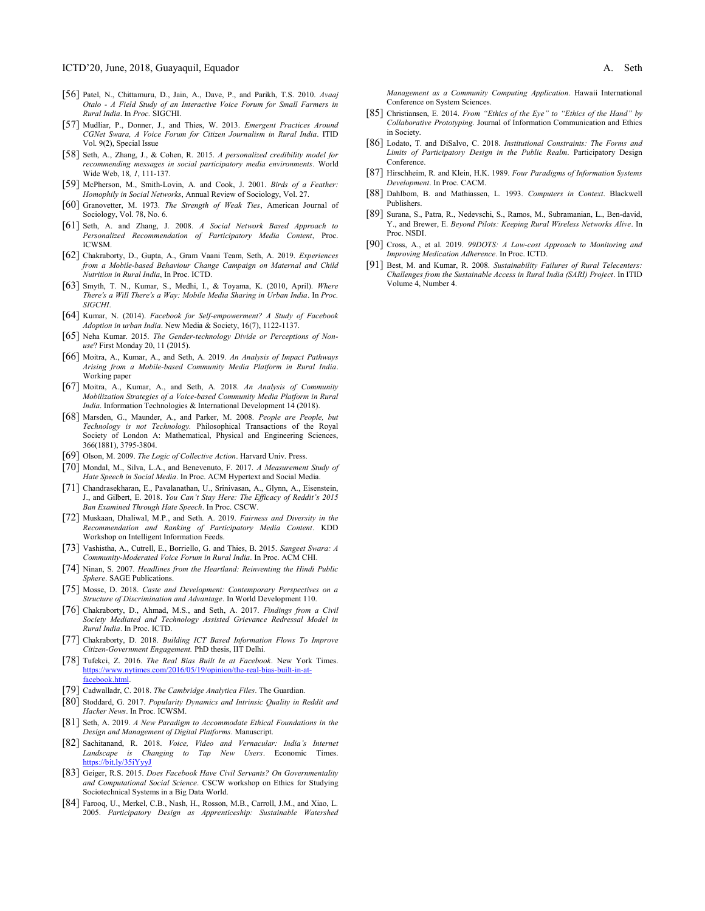[56] Patel, N., Chittamuru, D., Jain, A., Dave, P., and Parikh, T.S. 2010. *Avaaj Otalo - A Field Study of an Interactive Voice Forum for Small Farmers in Rural India*. In *Proc.* SIGCHI.

[57] Mudliar, P., Donner, J., and Thies, W. 2013. *Emergent Practices Around CGNet Swara, A Voice Forum for Citizen Journalism in Rural India*. ITID Vol. 9(2), Special Issue

[58] Seth, A., Zhang, J., & Cohen, R. 2015. *A personalized credibility model for recommending messages in social participatory media environments*. World Wide Web, 18*, 1*, 111-137.

[59] McPherson, M., Smith-Lovin, A. and Cook, J. 2001. *Birds of a Feather: Homophily in Social Networks*, Annual Review of Sociology, Vol. 27.

[60] Granovetter, M. 1973. *The Strength of Weak Ties*, American Journal of Sociology, Vol. 78, No. 6.

[61] Seth, A. and Zhang, J. 2008. *A Social Network Based Approach to Personalized Recommendation of Participatory Media Content*, Proc. ICWSM.

[62] Chakraborty, D., Gupta, A., Gram Vaani Team, Seth, A. 2019. *Experiences from a Mobile-based Behaviour Change Campaign on Maternal and Child Nutrition in Rural India*, In Proc. ICTD.

[63] Smyth, T. N., Kumar, S., Medhi, I., & Toyama, K. (2010, April). *Where There's a Will There's a Way: Mobile Media Sharing in Urban India*. In *Proc. SIGCHI*.

[64] Kumar, N. (2014). *Facebook for Self-empowerment? A Study of Facebook Adoption in urban India*. New Media & Society, 16(7), 1122-1137.

[65] Neha Kumar. 2015. *The Gender-technology Divide or Perceptions of Non-use*? First Monday 20, 11 (2015).

[66] Moitra, A., Kumar, A., and Seth, A. 2019. *An Analysis of Impact Pathways Arising from a Mobile-based Community Media Platform in Rural India*. Working paper

[67] Moitra, A., Kumar, A., and Seth, A. 2018. *An Analysis of Community Mobilization Strategies of a Voice-based Community Media Platform in Rural India*. Information Technologies & International Development 14 (2018).

[68] Marsden, G., Maunder, A., and Parker, M. 2008. *People are People, but Technology is not Technology.* Philosophical Transactions of the Royal Society of London A: Mathematical, Physical and Engineering Sciences, 366(1881), 3795-3804.

[69] Olson, M. 2009. *The Logic of Collective Action*. Harvard Univ. Press.

[70] Mondal, M., Silva, L.A., and Benevenuto, F. 2017. *A Measurement Study of Hate Speech in Social Media*. In Proc. ACM Hypertext and Social Media.

[71] Chandrasekharan, E., Pavalanathan, U., Srinivasan, A., Glynn, A., Eisenstein, J., and Gilbert, E. 2018. *You Can't Stay Here: The Efficacy of Reddit's 2015 Ban Examined Through Hate Speech*. In Proc. CSCW.

[72] Muskaan, Dhaliwal, M.P., and Seth. A. 2019. *Fairness and Diversity in the Recommendation and Ranking of Participatory Media Content*. KDD Workshop on Intelligent Information Feeds.

[73] Vashistha, A., Cutrell, E., Borriello, G. and Thies, B. 2015. *Sangeet Swara: A Community-Moderated Voice Forum in Rural India*. In Proc. ACM CHI.

[74] Ninan, S. 2007. *Headlines from the Heartland: Reinventing the Hindi Public Sphere*. SAGE Publications.

[75] Mosse, D. 2018. *Caste and Development: Contemporary Perspectives on a Structure of Discrimination and Advantage*. In World Development 110.

[76] Chakraborty, D., Ahmad, M.S., and Seth, A. 2017. *Findings from a Civil Society Mediated and Technology Assisted Grievance Redressal Model in Rural India*. In Proc. ICTD.

[77] Chakraborty, D. 2018. *Building ICT Based Information Flows To Improve Citizen-Government Engagement.* PhD thesis, IIT Delhi.

[78] Tufekci, Z. 2016. *The Real Bias Built In at Facebook*. New York Times. https://www.nytimes.com/2016/05/19/opinion/the-real-bias-built-in-at-facebook.html.

[79] Cadwalladr, C. 2018. *The Cambridge Analytica Files*. The Guardian.

[80] Stoddard, G. 2017. *Popularity Dynamics and Intrinsic Quality in Reddit and Hacker News*. In Proc. ICWSM.

[81] Seth, A. 2019. *A New Paradigm to Accommodate Ethical Foundations in the Design and Management of Digital Platforms*. Manuscript.

[82] Sachitanand, R. 2018. *Voice, Video and Vernacular: India's Internet Landscape is Changing to Tap New Users*. Economic Times. https://bit.ly/35iYyyJ

[83] Geiger, R.S. 2015. *Does Facebook Have Civil Servants? On Governmentality and Computational Social Science*. CSCW workshop on Ethics for Studying Sociotechnical Systems in a Big Data World.

[84] Farooq, U., Merkel, C.B., Nash, H., Rosson, M.B., Carroll, J.M., and Xiao, L. 2005. *Participatory Design as Apprenticeship: Sustainable Watershed Management as a Community Computing Application*. Hawaii International Conference on System Sciences.

[85] Christiansen, E. 2014. *From "Ethics of the Eye" to "Ethics of the Hand" by Collaborative Prototyping*. Journal of Information Communication and Ethics in Society.

[86] Lodato, T. and DiSalvo, C. 2018. *Institutional Constraints: The Forms and Limits of Participatory Design in the Public Realm*. Participatory Design Conference.

[87] Hirschheim, R. and Klein, H.K. 1989. *Four Paradigms of Information Systems Development*. In Proc. CACM.

[88] Dahlbom, B. and Mathiassen, L. 1993. *Computers in Context*. Blackwell Publishers.

[89] Surana, S., Patra, R., Nedevschi, S., Ramos, M., Subramanian, L., Ben-david, Y., and Brewer, E. *Beyond Pilots: Keeping Rural Wireless Networks Alive*. In Proc. NSDI.

[90] Cross, A., et al. 2019. *99DOTS: A Low-cost Approach to Monitoring and Improving Medication Adherence*. In Proc. ICTD.

[91] Best, M. and Kumar, R. 2008. *Sustainability Failures of Rural Telecenters: Challenges from the Sustainable Access in Rural India (SARI) Project*. In ITID Volume 4, Number 4.